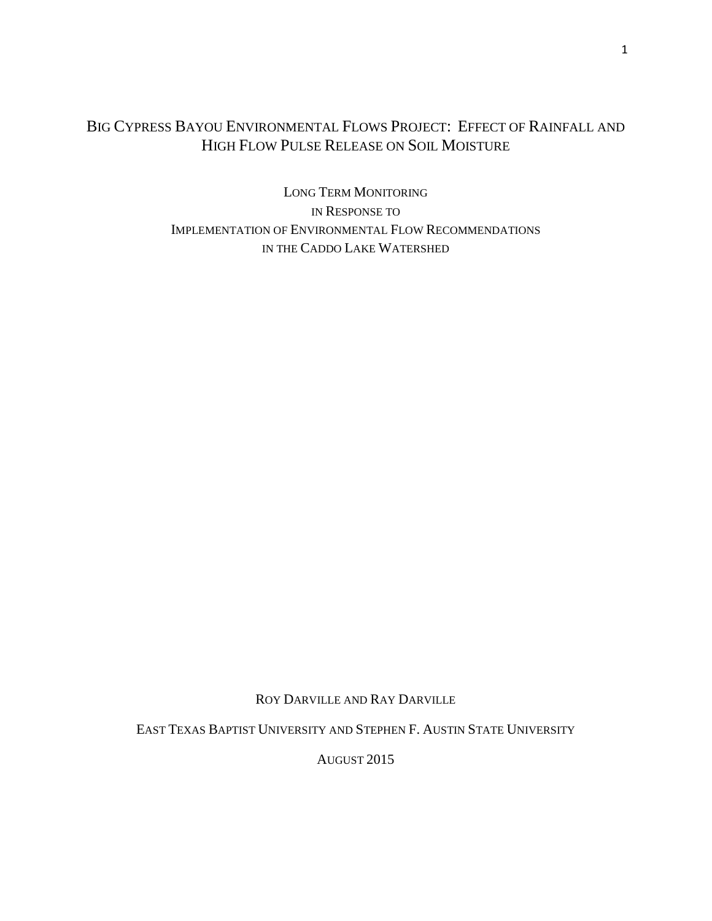# Big Cypress Bayou Environmental Flows Project: Effect of Rainfall and High Flow Pulse Release on Soil Moisture

Long Term Monitoring
in Response to
Implementation of Environmental Flow Recommendations
in the Caddo Lake Watershed

Roy Darville and Ray Darville

East Texas Baptist University and Stephen F. Austin State University

August 2015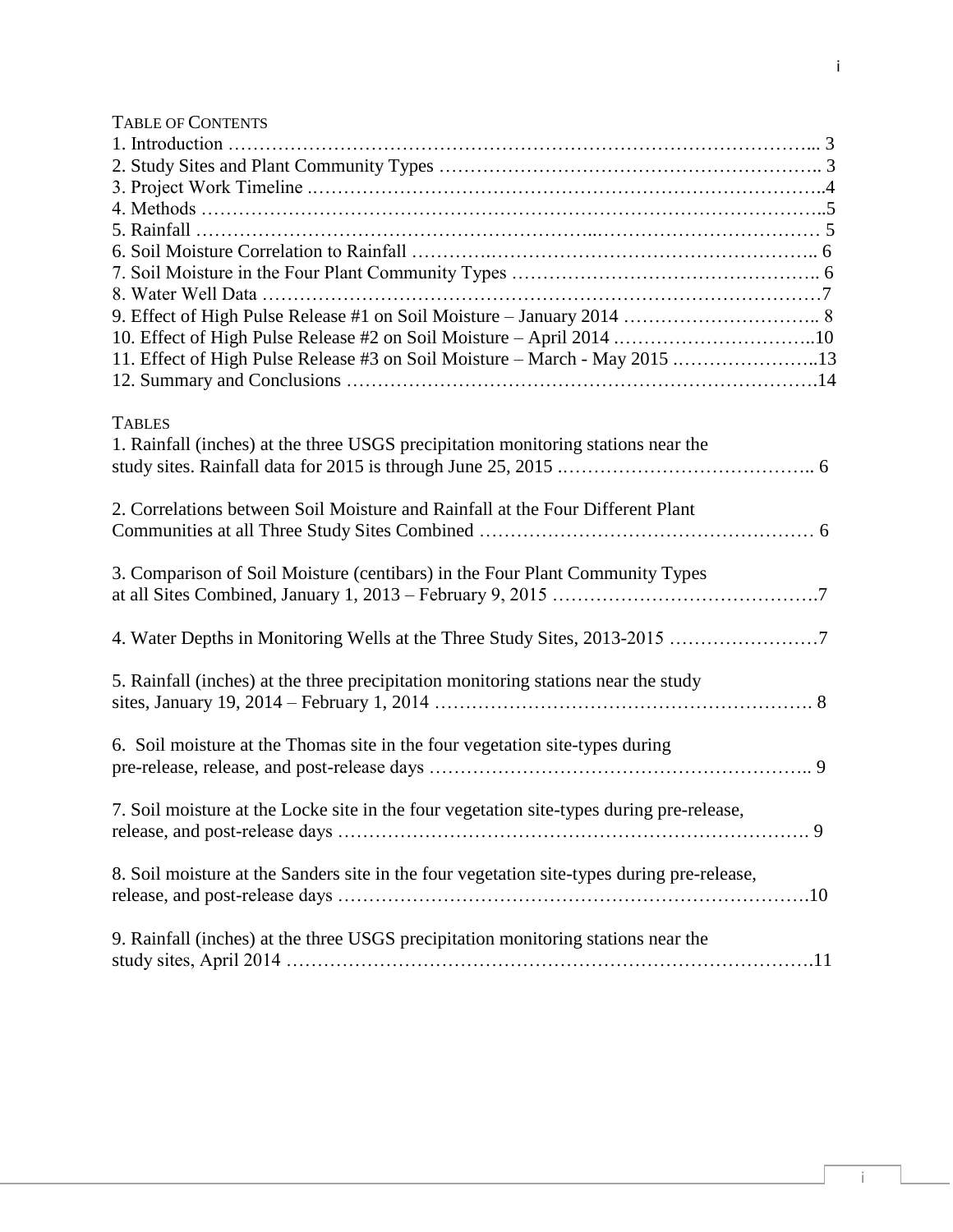## TABLE OF CONTENTS

1. Introduction ………………………………………………………………………………... 3
2. Study Sites and Plant Community Types …………………………………………………….. 3
3. Project Work Timeline .……………………………………………………………………..4
4. Methods ……………………………………………………………………………………..5
5. Rainfall …………………………………………………..……………………………… 5
6. Soil Moisture Correlation to Rainfall …………..…………………………………………….. 6
7. Soil Moisture in the Four Plant Community Types …………………………………………. 6
8. Water Well Data ……………………………………………………………………………7
9. Effect of High Pulse Release #1 on Soil Moisture – January 2014 ………………………….. 8
10. Effect of High Pulse Release #2 on Soil Moisture – April 2014 …………………………..10
11. Effect of High Pulse Release #3 on Soil Moisture – March - May 2015 …………………..13
12. Summary and Conclusions …………………………………………………………….14

## TABLES

1. Rainfall (inches) at the three USGS precipitation monitoring stations near the study sites. Rainfall data for 2015 is through June 25, 2015 .………………………………….. 6

2. Correlations between Soil Moisture and Rainfall at the Four Different Plant Communities at all Three Study Sites Combined ……………………………………………… 6

3. Comparison of Soil Moisture (centibars) in the Four Plant Community Types at all Sites Combined, January 1, 2013 – February 9, 2015 …………………………………….7

4. Water Depths in Monitoring Wells at the Three Study Sites, 2013-2015 ……………………7

5. Rainfall (inches) at the three precipitation monitoring stations near the study sites, January 19, 2014 – February 1, 2014 ………………………………………………… 8

6. Soil moisture at the Thomas site in the four vegetation site-types during pre-release, release, and post-release days …………………………………………………….. 9

7. Soil moisture at the Locke site in the four vegetation site-types during pre-release, release, and post-release days ……………………………………………………………… 9

8. Soil moisture at the Sanders site in the four vegetation site-types during pre-release, release, and post-release days ……………………………………………………………….10

9. Rainfall (inches) at the three USGS precipitation monitoring stations near the study sites, April 2014 ……………………………………………………………………….11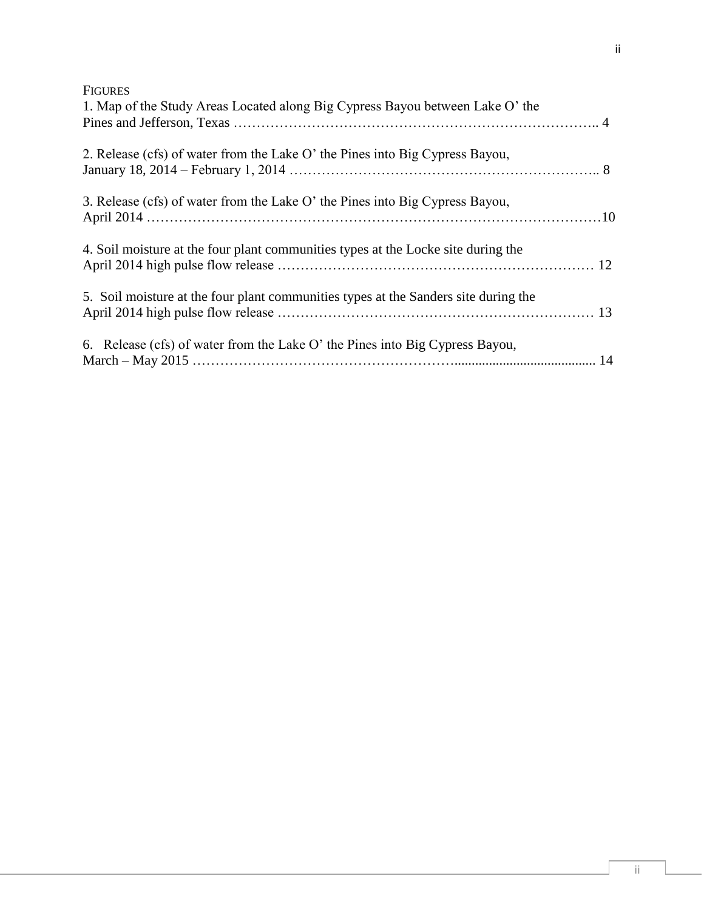## FIGURES

1. Map of the Study Areas Located along Big Cypress Bayou between Lake O' the Pines and Jefferson, Texas ………………………………………………………………….. 4

2. Release (cfs) of water from the Lake O' the Pines into Big Cypress Bayou, January 18, 2014 – February 1, 2014 ……………………………………………………….. 8

3. Release (cfs) of water from the Lake O' the Pines into Big Cypress Bayou, April 2014 ……………………………………………………………………………………10

4. Soil moisture at the four plant communities types at the Locke site during the April 2014 high pulse flow release ………………………………………………………… 12

5. Soil moisture at the four plant communities types at the Sanders site during the April 2014 high pulse flow release ………………………………………………………… 13

6. Release (cfs) of water from the Lake O' the Pines into Big Cypress Bayou, March – May 2015 ……………………………………………….......................................... 14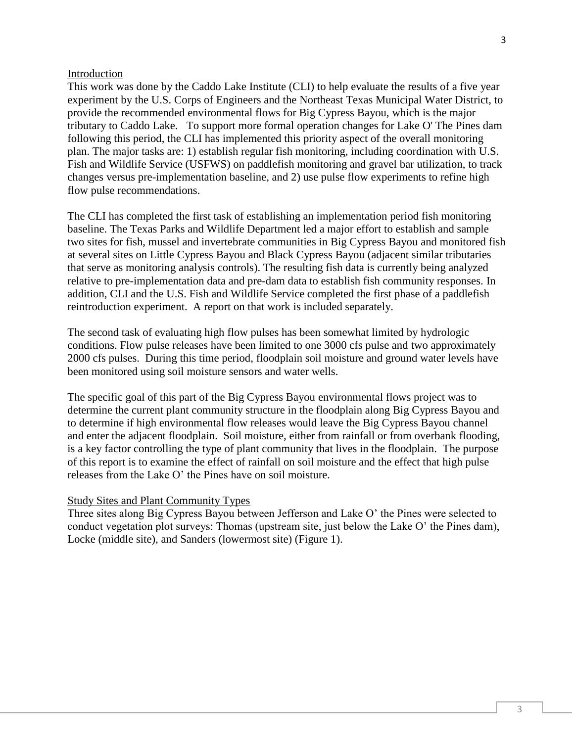## Introduction

This work was done by the Caddo Lake Institute (CLI) to help evaluate the results of a five year experiment by the U.S. Corps of Engineers and the Northeast Texas Municipal Water District, to provide the recommended environmental flows for Big Cypress Bayou, which is the major tributary to Caddo Lake. To support more formal operation changes for Lake O' The Pines dam following this period, the CLI has implemented this priority aspect of the overall monitoring plan. The major tasks are: 1) establish regular fish monitoring, including coordination with U.S. Fish and Wildlife Service (USFWS) on paddlefish monitoring and gravel bar utilization, to track changes versus pre-implementation baseline, and 2) use pulse flow experiments to refine high flow pulse recommendations.

The CLI has completed the first task of establishing an implementation period fish monitoring baseline. The Texas Parks and Wildlife Department led a major effort to establish and sample two sites for fish, mussel and invertebrate communities in Big Cypress Bayou and monitored fish at several sites on Little Cypress Bayou and Black Cypress Bayou (adjacent similar tributaries that serve as monitoring analysis controls). The resulting fish data is currently being analyzed relative to pre-implementation data and pre-dam data to establish fish community responses. In addition, CLI and the U.S. Fish and Wildlife Service completed the first phase of a paddlefish reintroduction experiment. A report on that work is included separately.

The second task of evaluating high flow pulses has been somewhat limited by hydrologic conditions. Flow pulse releases have been limited to one 3000 cfs pulse and two approximately 2000 cfs pulses. During this time period, floodplain soil moisture and ground water levels have been monitored using soil moisture sensors and water wells.

The specific goal of this part of the Big Cypress Bayou environmental flows project was to determine the current plant community structure in the floodplain along Big Cypress Bayou and to determine if high environmental flow releases would leave the Big Cypress Bayou channel and enter the adjacent floodplain. Soil moisture, either from rainfall or from overbank flooding, is a key factor controlling the type of plant community that lives in the floodplain. The purpose of this report is to examine the effect of rainfall on soil moisture and the effect that high pulse releases from the Lake O' the Pines have on soil moisture.

## Study Sites and Plant Community Types

Three sites along Big Cypress Bayou between Jefferson and Lake O' the Pines were selected to conduct vegetation plot surveys: Thomas (upstream site, just below the Lake O' the Pines dam), Locke (middle site), and Sanders (lowermost site) (Figure 1).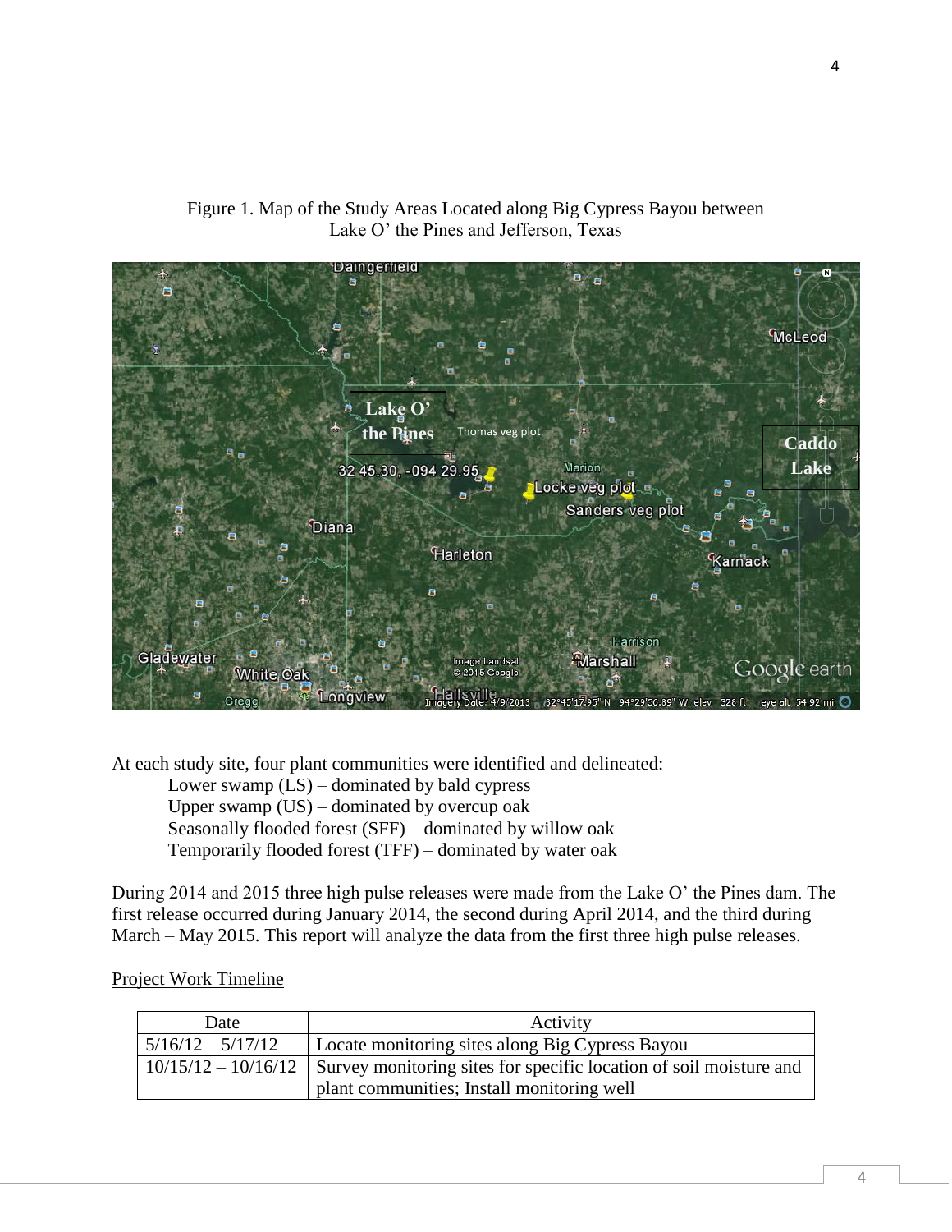Figure 1. Map of the Study Areas Located along Big Cypress Bayou between Lake O' the Pines and Jefferson, Texas

At each study site, four plant communities were identified and delineated:

- Lower swamp (LS) – dominated by bald cypress
- Upper swamp (US) – dominated by overcup oak
- Seasonally flooded forest (SFF) – dominated by willow oak
- Temporarily flooded forest (TFF) – dominated by water oak

During 2014 and 2015 three high pulse releases were made from the Lake O' the Pines dam. The first release occurred during January 2014, the second during April 2014, and the third during March – May 2015. This report will analyze the data from the first three high pulse releases.

Project Work Timeline

| Date | Activity |
|---|---|
| 5/16/12 – 5/17/12 | Locate monitoring sites along Big Cypress Bayou |
| 10/15/12 – 10/16/12 | Survey monitoring sites for specific location of soil moisture and plant communities; Install monitoring well |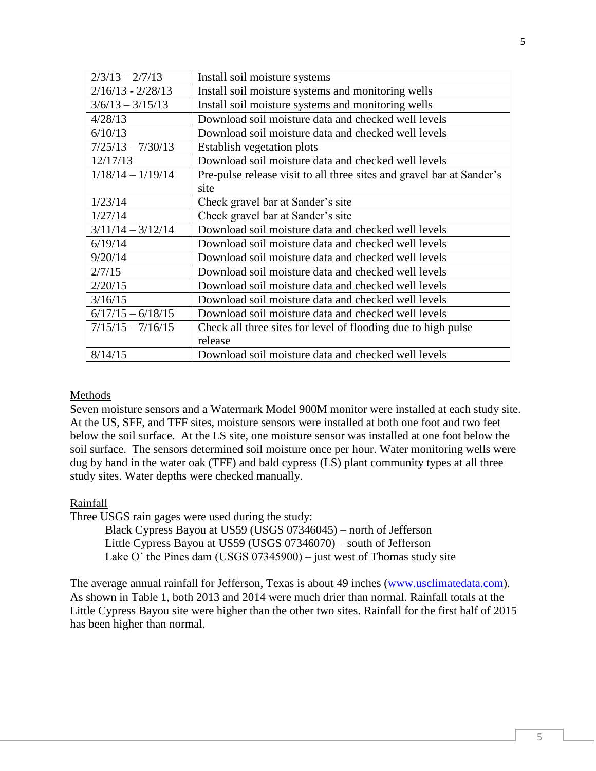| | |
|---|---|
| 2/3/13 – 2/7/13 | Install soil moisture systems |
| 2/16/13 - 2/28/13 | Install soil moisture systems and monitoring wells |
| 3/6/13 – 3/15/13 | Install soil moisture systems and monitoring wells |
| 4/28/13 | Download soil moisture data and checked well levels |
| 6/10/13 | Download soil moisture data and checked well levels |
| 7/25/13 – 7/30/13 | Establish vegetation plots |
| 12/17/13 | Download soil moisture data and checked well levels |
| 1/18/14 – 1/19/14 | Pre-pulse release visit to all three sites and gravel bar at Sander's site |
| 1/23/14 | Check gravel bar at Sander's site |
| 1/27/14 | Check gravel bar at Sander's site |
| 3/11/14 – 3/12/14 | Download soil moisture data and checked well levels |
| 6/19/14 | Download soil moisture data and checked well levels |
| 9/20/14 | Download soil moisture data and checked well levels |
| 2/7/15 | Download soil moisture data and checked well levels |
| 2/20/15 | Download soil moisture data and checked well levels |
| 3/16/15 | Download soil moisture data and checked well levels |
| 6/17/15 – 6/18/15 | Download soil moisture data and checked well levels |
| 7/15/15 – 7/16/15 | Check all three sites for level of flooding due to high pulse release |
| 8/14/15 | Download soil moisture data and checked well levels |

Methods

Seven moisture sensors and a Watermark Model 900M monitor were installed at each study site. At the US, SFF, and TFF sites, moisture sensors were installed at both one foot and two feet below the soil surface. At the LS site, one moisture sensor was installed at one foot below the soil surface. The sensors determined soil moisture once per hour. Water monitoring wells were dug by hand in the water oak (TFF) and bald cypress (LS) plant community types at all three study sites. Water depths were checked manually.

Rainfall

Three USGS rain gages were used during the study:

Black Cypress Bayou at US59 (USGS 07346045) – north of Jefferson
Little Cypress Bayou at US59 (USGS 07346070) – south of Jefferson
Lake O' the Pines dam (USGS 07345900) – just west of Thomas study site

The average annual rainfall for Jefferson, Texas is about 49 inches (www.usclimatedata.com). As shown in Table 1, both 2013 and 2014 were much drier than normal. Rainfall totals at the Little Cypress Bayou site were higher than the other two sites. Rainfall for the first half of 2015 has been higher than normal.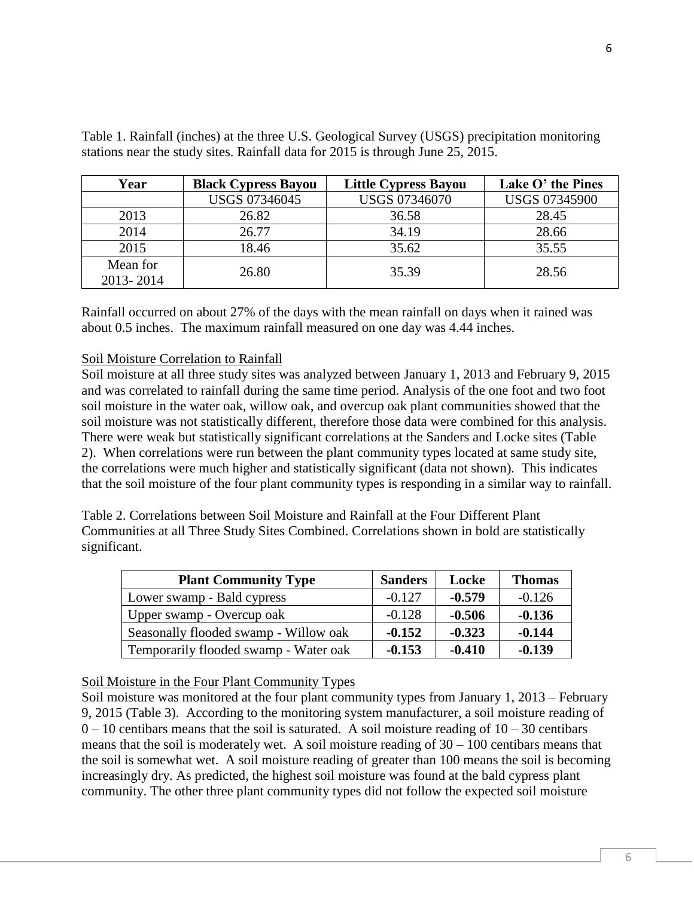Table 1. Rainfall (inches) at the three U.S. Geological Survey (USGS) precipitation monitoring stations near the study sites. Rainfall data for 2015 is through June 25, 2015.

| Year | Black Cypress Bayou | Little Cypress Bayou | Lake O' the Pines |
|---|---|---|---|
| | USGS 07346045 | USGS 07346070 | USGS 07345900 |
| 2013 | 26.82 | 36.58 | 28.45 |
| 2014 | 26.77 | 34.19 | 28.66 |
| 2015 | 18.46 | 35.62 | 35.55 |
| Mean for 2013- 2014 | 26.80 | 35.39 | 28.56 |

Rainfall occurred on about 27% of the days with the mean rainfall on days when it rained was about 0.5 inches. The maximum rainfall measured on one day was 4.44 inches.

Soil Moisture Correlation to Rainfall

Soil moisture at all three study sites was analyzed between January 1, 2013 and February 9, 2015 and was correlated to rainfall during the same time period. Analysis of the one foot and two foot soil moisture in the water oak, willow oak, and overcup oak plant communities showed that the soil moisture was not statistically different, therefore those data were combined for this analysis. There were weak but statistically significant correlations at the Sanders and Locke sites (Table 2). When correlations were run between the plant community types located at same study site, the correlations were much higher and statistically significant (data not shown). This indicates that the soil moisture of the four plant community types is responding in a similar way to rainfall.

Table 2. Correlations between Soil Moisture and Rainfall at the Four Different Plant Communities at all Three Study Sites Combined. Correlations shown in bold are statistically significant.

| Plant Community Type | Sanders | Locke | Thomas |
|---|---|---|---|
| Lower swamp - Bald cypress | -0.127 | **-0.579** | -0.126 |
| Upper swamp - Overcup oak | -0.128 | **-0.506** | **-0.136** |
| Seasonally flooded swamp - Willow oak | **-0.152** | **-0.323** | **-0.144** |
| Temporarily flooded swamp - Water oak | **-0.153** | **-0.410** | **-0.139** |

Soil Moisture in the Four Plant Community Types

Soil moisture was monitored at the four plant community types from January 1, 2013 – February 9, 2015 (Table 3). According to the monitoring system manufacturer, a soil moisture reading of 0 – 10 centibars means that the soil is saturated. A soil moisture reading of 10 – 30 centibars means that the soil is moderately wet. A soil moisture reading of 30 – 100 centibars means that the soil is somewhat wet. A soil moisture reading of greater than 100 means the soil is becoming increasingly dry. As predicted, the highest soil moisture was found at the bald cypress plant community. The other three plant community types did not follow the expected soil moisture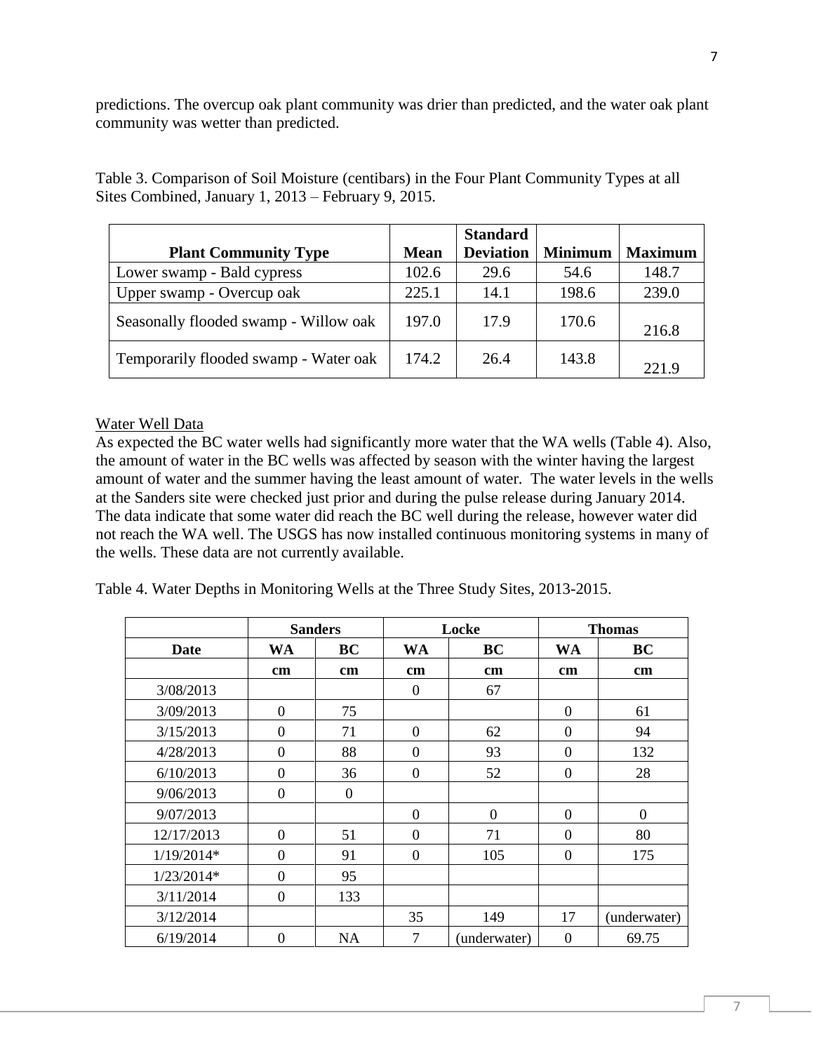predictions. The overcup oak plant community was drier than predicted, and the water oak plant community was wetter than predicted.

Table 3. Comparison of Soil Moisture (centibars) in the Four Plant Community Types at all Sites Combined, January 1, 2013 – February 9, 2015.

| Plant Community Type | Mean | Standard Deviation | Minimum | Maximum |
|---|---|---|---|---|
| Lower swamp - Bald cypress | 102.6 | 29.6 | 54.6 | 148.7 |
| Upper swamp - Overcup oak | 225.1 | 14.1 | 198.6 | 239.0 |
| Seasonally flooded swamp - Willow oak | 197.0 | 17.9 | 170.6 | 216.8 |
| Temporarily flooded swamp - Water oak | 174.2 | 26.4 | 143.8 | 221.9 |

Water Well Data

As expected the BC water wells had significantly more water that the WA wells (Table 4). Also, the amount of water in the BC wells was affected by season with the winter having the largest amount of water and the summer having the least amount of water. The water levels in the wells at the Sanders site were checked just prior and during the pulse release during January 2014. The data indicate that some water did reach the BC well during the release, however water did not reach the WA well. The USGS has now installed continuous monitoring systems in many of the wells. These data are not currently available.

Table 4. Water Depths in Monitoring Wells at the Three Study Sites, 2013-2015.

| | Sanders | | Locke | | Thomas | |
|---|---|---|---|---|---|---|
| Date | WA | BC | WA | BC | WA | BC |
| | cm | cm | cm | cm | cm | cm |
| 3/08/2013 | | | 0 | 67 | | |
| 3/09/2013 | 0 | 75 | | | 0 | 61 |
| 3/15/2013 | 0 | 71 | 0 | 62 | 0 | 94 |
| 4/28/2013 | 0 | 88 | 0 | 93 | 0 | 132 |
| 6/10/2013 | 0 | 36 | 0 | 52 | 0 | 28 |
| 9/06/2013 | 0 | 0 | | | | |
| 9/07/2013 | | | 0 | 0 | 0 | 0 |
| 12/17/2013 | 0 | 51 | 0 | 71 | 0 | 80 |
| 1/19/2014* | 0 | 91 | 0 | 105 | 0 | 175 |
| 1/23/2014* | 0 | 95 | | | | |
| 3/11/2014 | 0 | 133 | | | | |
| 3/12/2014 | | | 35 | 149 | 17 | (underwater) |
| 6/19/2014 | 0 | NA | 7 | (underwater) | 0 | 69.75 |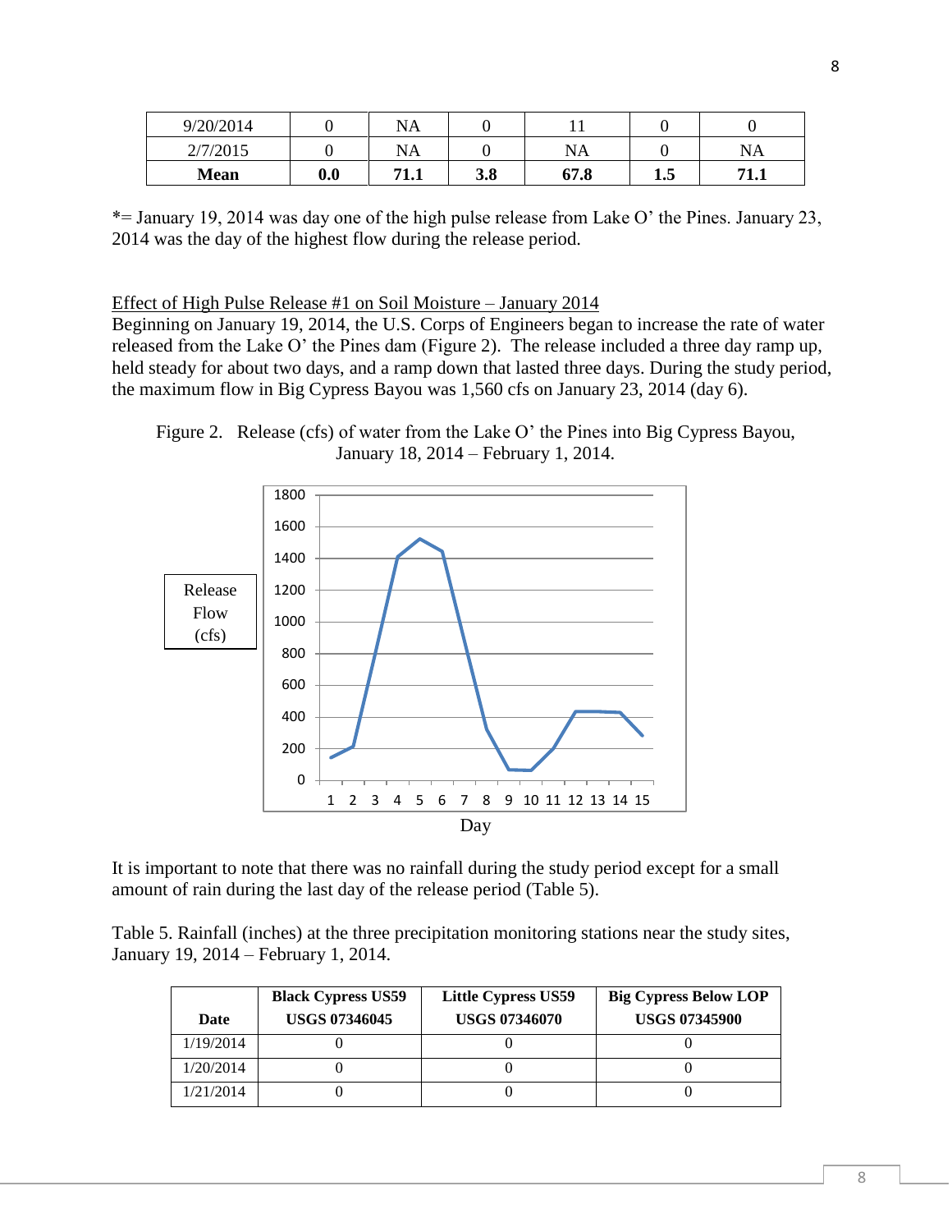| 9/20/2014 | 0 | NA | 0 | 11 | 0 | 0 |
|---|---|---|---|---|---|---|
| 2/7/2015 | 0 | NA | 0 | NA | 0 | NA |
| **Mean** | **0.0** | **71.1** | **3.8** | **67.8** | **1.5** | **71.1** |

*= January 19, 2014 was day one of the high pulse release from Lake O' the Pines. January 23, 2014 was the day of the highest flow during the release period.

Effect of High Pulse Release #1 on Soil Moisture – January 2014

Beginning on January 19, 2014, the U.S. Corps of Engineers began to increase the rate of water released from the Lake O' the Pines dam (Figure 2). The release included a three day ramp up, held steady for about two days, and a ramp down that lasted three days. During the study period, the maximum flow in Big Cypress Bayou was 1,560 cfs on January 23, 2014 (day 6).

Figure 2. Release (cfs) of water from the Lake O' the Pines into Big Cypress Bayou, January 18, 2014 – February 1, 2014.

It is important to note that there was no rainfall during the study period except for a small amount of rain during the last day of the release period (Table 5).

Table 5. Rainfall (inches) at the three precipitation monitoring stations near the study sites, January 19, 2014 – February 1, 2014.

| Date | Black Cypress US59 USGS 07346045 | Little Cypress US59 USGS 07346070 | Big Cypress Below LOP USGS 07345900 |
|---|---|---|---|
| 1/19/2014 | 0 | 0 | 0 |
| 1/20/2014 | 0 | 0 | 0 |
| 1/21/2014 | 0 | 0 | 0 |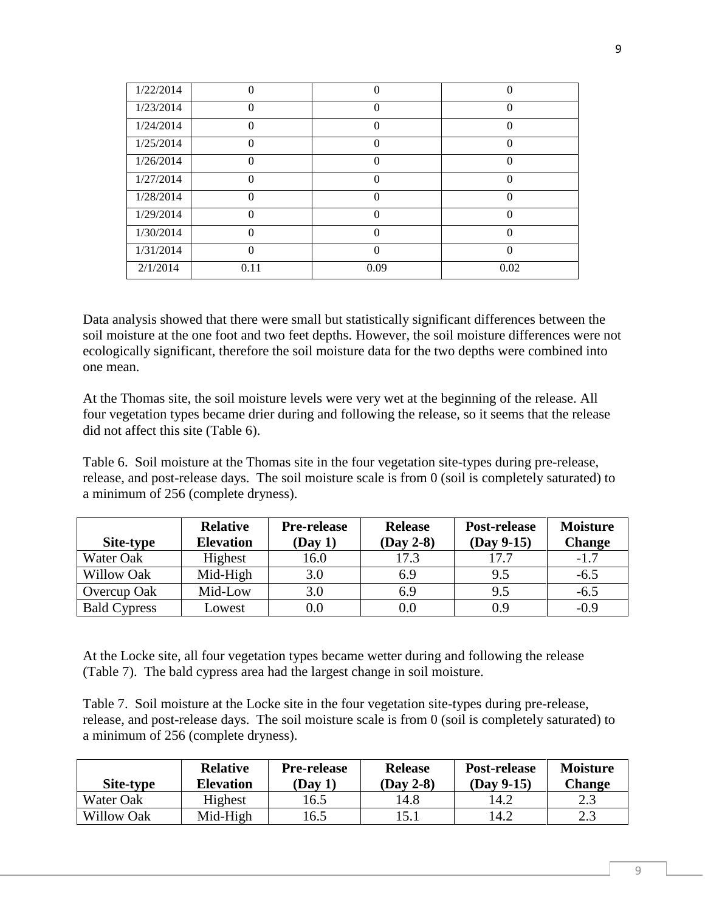| 1/22/2014 | 0 | 0 | 0 |
| --- | --- | --- | --- |
| 1/23/2014 | 0 | 0 | 0 |
| 1/24/2014 | 0 | 0 | 0 |
| 1/25/2014 | 0 | 0 | 0 |
| 1/26/2014 | 0 | 0 | 0 |
| 1/27/2014 | 0 | 0 | 0 |
| 1/28/2014 | 0 | 0 | 0 |
| 1/29/2014 | 0 | 0 | 0 |
| 1/30/2014 | 0 | 0 | 0 |
| 1/31/2014 | 0 | 0 | 0 |
| 2/1/2014 | 0.11 | 0.09 | 0.02 |

Data analysis showed that there were small but statistically significant differences between the soil moisture at the one foot and two feet depths. However, the soil moisture differences were not ecologically significant, therefore the soil moisture data for the two depths were combined into one mean.

At the Thomas site, the soil moisture levels were very wet at the beginning of the release. All four vegetation types became drier during and following the release, so it seems that the release did not affect this site (Table 6).

Table 6. Soil moisture at the Thomas site in the four vegetation site-types during pre-release, release, and post-release days. The soil moisture scale is from 0 (soil is completely saturated) to a minimum of 256 (complete dryness).

| Site-type | Relative Elevation | Pre-release (Day 1) | Release (Day 2-8) | Post-release (Day 9-15) | Moisture Change |
| --- | --- | --- | --- | --- | --- |
| Water Oak | Highest | 16.0 | 17.3 | 17.7 | -1.7 |
| Willow Oak | Mid-High | 3.0 | 6.9 | 9.5 | -6.5 |
| Overcup Oak | Mid-Low | 3.0 | 6.9 | 9.5 | -6.5 |
| Bald Cypress | Lowest | 0.0 | 0.0 | 0.9 | -0.9 |

At the Locke site, all four vegetation types became wetter during and following the release (Table 7). The bald cypress area had the largest change in soil moisture.

Table 7. Soil moisture at the Locke site in the four vegetation site-types during pre-release, release, and post-release days. The soil moisture scale is from 0 (soil is completely saturated) to a minimum of 256 (complete dryness).

| Site-type | Relative Elevation | Pre-release (Day 1) | Release (Day 2-8) | Post-release (Day 9-15) | Moisture Change |
| --- | --- | --- | --- | --- | --- |
| Water Oak | Highest | 16.5 | 14.8 | 14.2 | 2.3 |
| Willow Oak | Mid-High | 16.5 | 15.1 | 14.2 | 2.3 |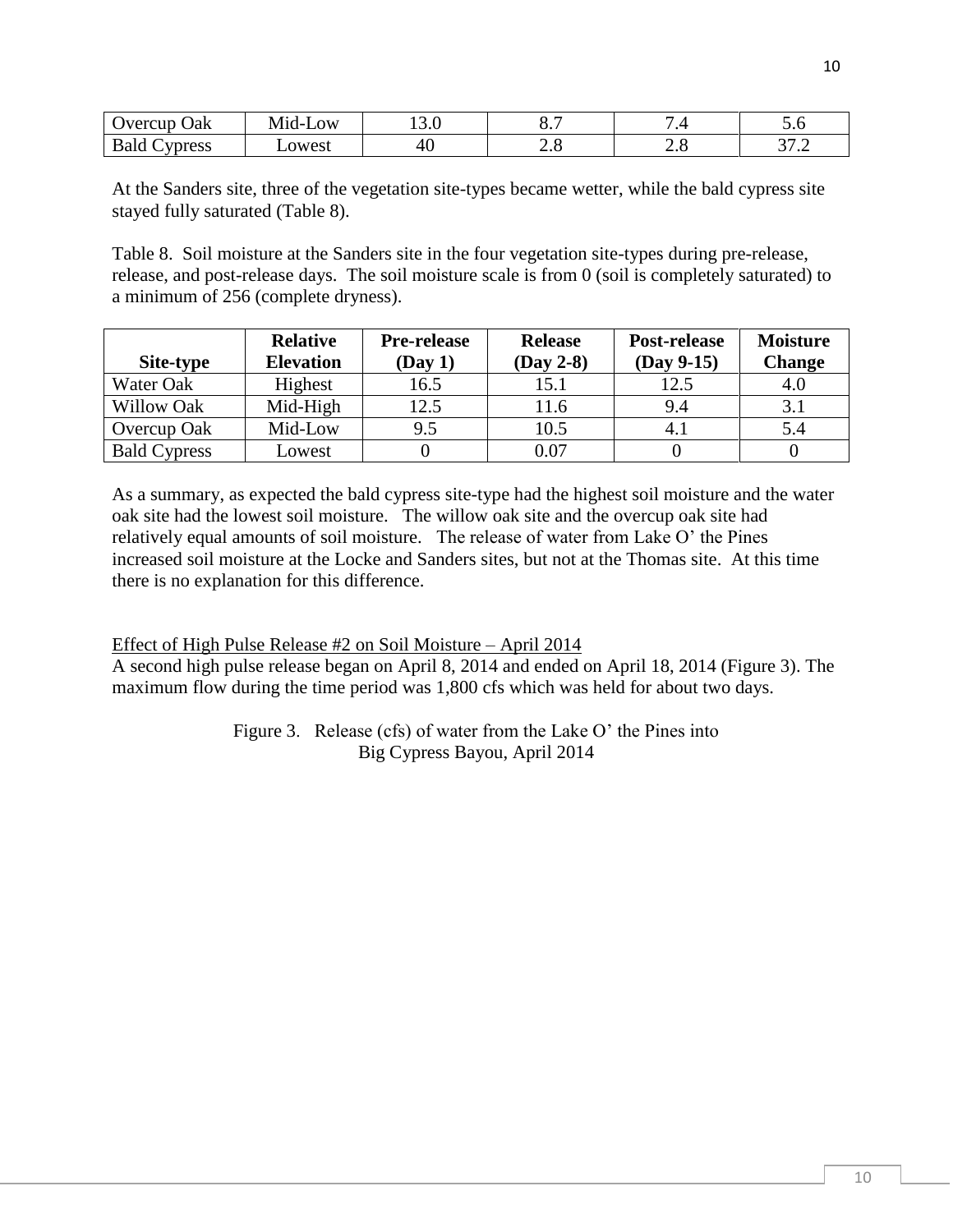| Overcup Oak | Mid-Low | 13.0 | 8.7 | 7.4 | 5.6 |
|---|---|---|---|---|---|
| Bald Cypress | Lowest | 40 | 2.8 | 2.8 | 37.2 |

At the Sanders site, three of the vegetation site-types became wetter, while the bald cypress site stayed fully saturated (Table 8).

Table 8. Soil moisture at the Sanders site in the four vegetation site-types during pre-release, release, and post-release days. The soil moisture scale is from 0 (soil is completely saturated) to a minimum of 256 (complete dryness).

| Site-type | Relative Elevation | Pre-release (Day 1) | Release (Day 2-8) | Post-release (Day 9-15) | Moisture Change |
|---|---|---|---|---|---|
| Water Oak | Highest | 16.5 | 15.1 | 12.5 | 4.0 |
| Willow Oak | Mid-High | 12.5 | 11.6 | 9.4 | 3.1 |
| Overcup Oak | Mid-Low | 9.5 | 10.5 | 4.1 | 5.4 |
| Bald Cypress | Lowest | 0 | 0.07 | 0 | 0 |

As a summary, as expected the bald cypress site-type had the highest soil moisture and the water oak site had the lowest soil moisture. The willow oak site and the overcup oak site had relatively equal amounts of soil moisture. The release of water from Lake O' the Pines increased soil moisture at the Locke and Sanders sites, but not at the Thomas site. At this time there is no explanation for this difference.

Effect of High Pulse Release #2 on Soil Moisture – April 2014

A second high pulse release began on April 8, 2014 and ended on April 18, 2014 (Figure 3). The maximum flow during the time period was 1,800 cfs which was held for about two days.

Figure 3. Release (cfs) of water from the Lake O' the Pines into Big Cypress Bayou, April 2014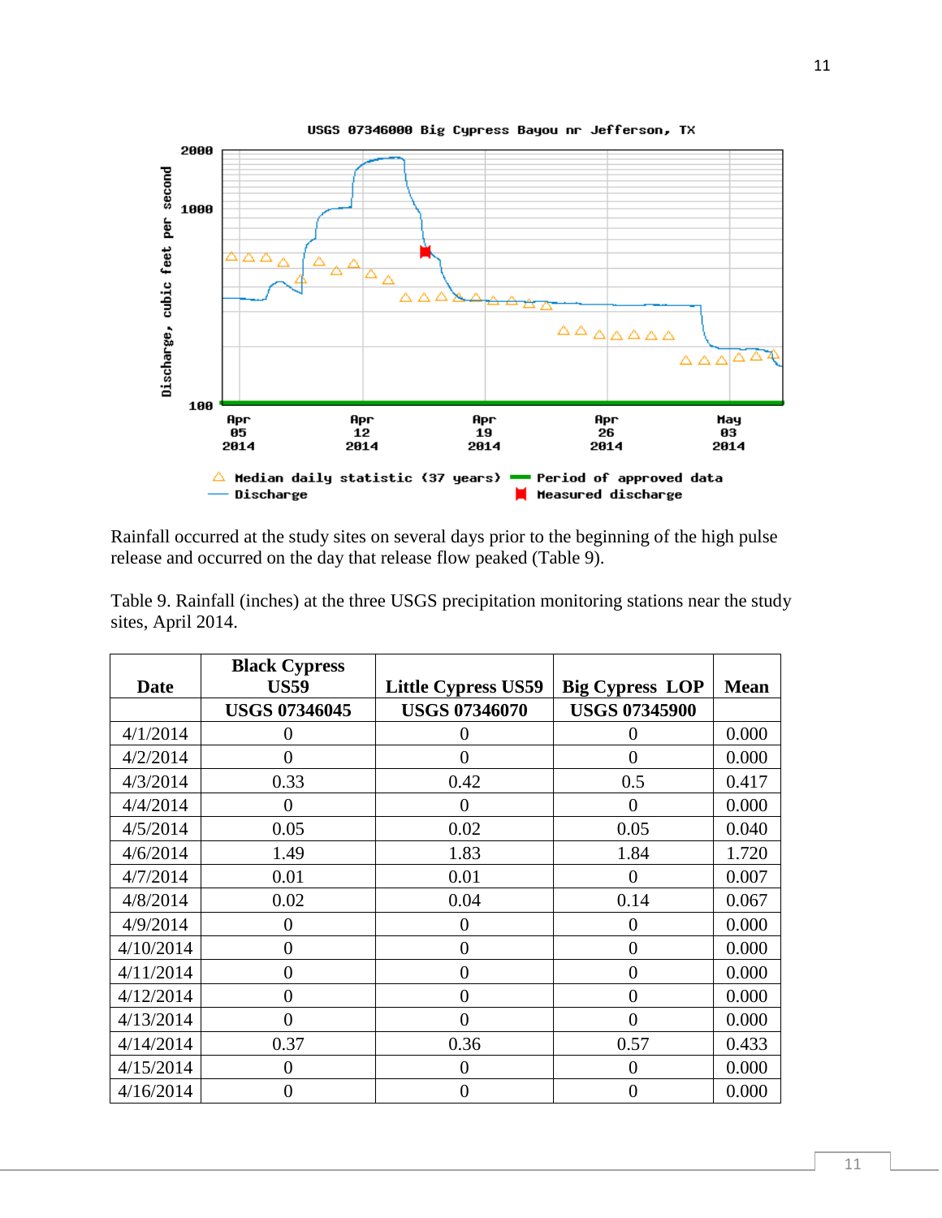Rainfall occurred at the study sites on several days prior to the beginning of the high pulse release and occurred on the day that release flow peaked (Table 9).

Table 9. Rainfall (inches) at the three USGS precipitation monitoring stations near the study sites, April 2014.

| Date | Black Cypress US59 | Little Cypress US59 | Big Cypress LOP | Mean |
|---|---|---|---|---|
| | USGS 07346045 | USGS 07346070 | USGS 07345900 | |
| 4/1/2014 | 0 | 0 | 0 | 0.000 |
| 4/2/2014 | 0 | 0 | 0 | 0.000 |
| 4/3/2014 | 0.33 | 0.42 | 0.5 | 0.417 |
| 4/4/2014 | 0 | 0 | 0 | 0.000 |
| 4/5/2014 | 0.05 | 0.02 | 0.05 | 0.040 |
| 4/6/2014 | 1.49 | 1.83 | 1.84 | 1.720 |
| 4/7/2014 | 0.01 | 0.01 | 0 | 0.007 |
| 4/8/2014 | 0.02 | 0.04 | 0.14 | 0.067 |
| 4/9/2014 | 0 | 0 | 0 | 0.000 |
| 4/10/2014 | 0 | 0 | 0 | 0.000 |
| 4/11/2014 | 0 | 0 | 0 | 0.000 |
| 4/12/2014 | 0 | 0 | 0 | 0.000 |
| 4/13/2014 | 0 | 0 | 0 | 0.000 |
| 4/14/2014 | 0.37 | 0.36 | 0.57 | 0.433 |
| 4/15/2014 | 0 | 0 | 0 | 0.000 |
| 4/16/2014 | 0 | 0 | 0 | 0.000 |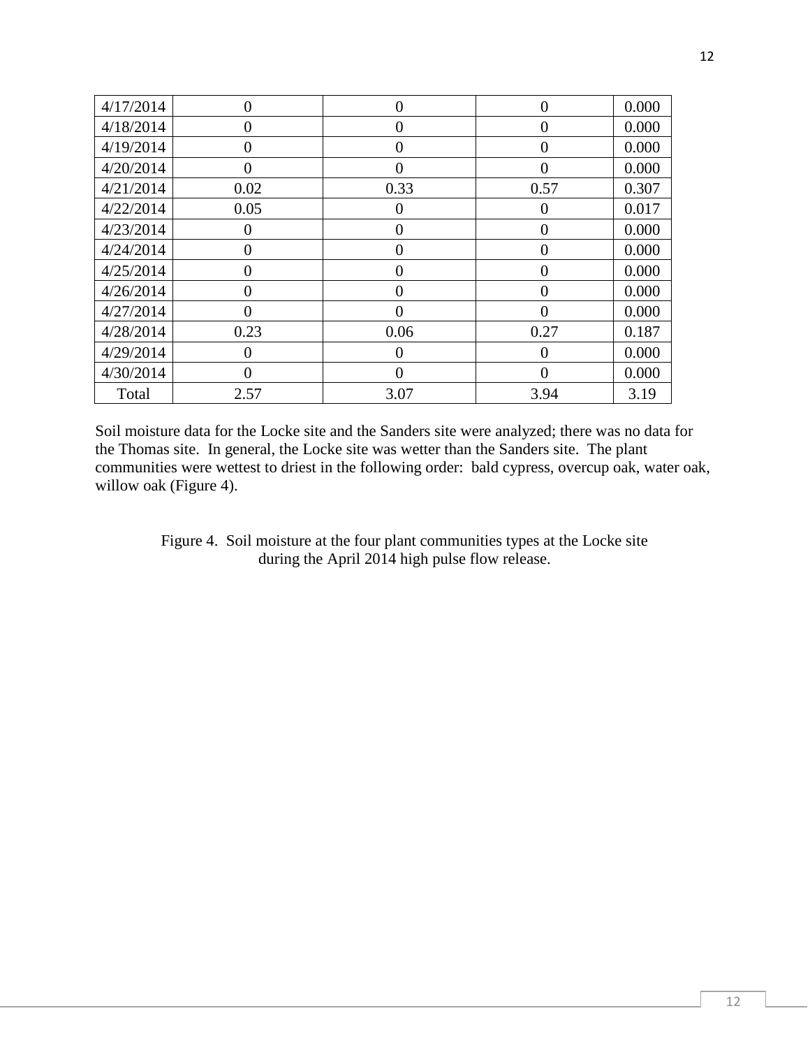| | | | | |
|---|---|---|---|---|
| 4/17/2014 | 0 | 0 | 0 | 0.000 |
| 4/18/2014 | 0 | 0 | 0 | 0.000 |
| 4/19/2014 | 0 | 0 | 0 | 0.000 |
| 4/20/2014 | 0 | 0 | 0 | 0.000 |
| 4/21/2014 | 0.02 | 0.33 | 0.57 | 0.307 |
| 4/22/2014 | 0.05 | 0 | 0 | 0.017 |
| 4/23/2014 | 0 | 0 | 0 | 0.000 |
| 4/24/2014 | 0 | 0 | 0 | 0.000 |
| 4/25/2014 | 0 | 0 | 0 | 0.000 |
| 4/26/2014 | 0 | 0 | 0 | 0.000 |
| 4/27/2014 | 0 | 0 | 0 | 0.000 |
| 4/28/2014 | 0.23 | 0.06 | 0.27 | 0.187 |
| 4/29/2014 | 0 | 0 | 0 | 0.000 |
| 4/30/2014 | 0 | 0 | 0 | 0.000 |
| Total | 2.57 | 3.07 | 3.94 | 3.19 |

Soil moisture data for the Locke site and the Sanders site were analyzed; there was no data for the Thomas site. In general, the Locke site was wetter than the Sanders site. The plant communities were wettest to driest in the following order: bald cypress, overcup oak, water oak, willow oak (Figure 4).

Figure 4. Soil moisture at the four plant communities types at the Locke site during the April 2014 high pulse flow release.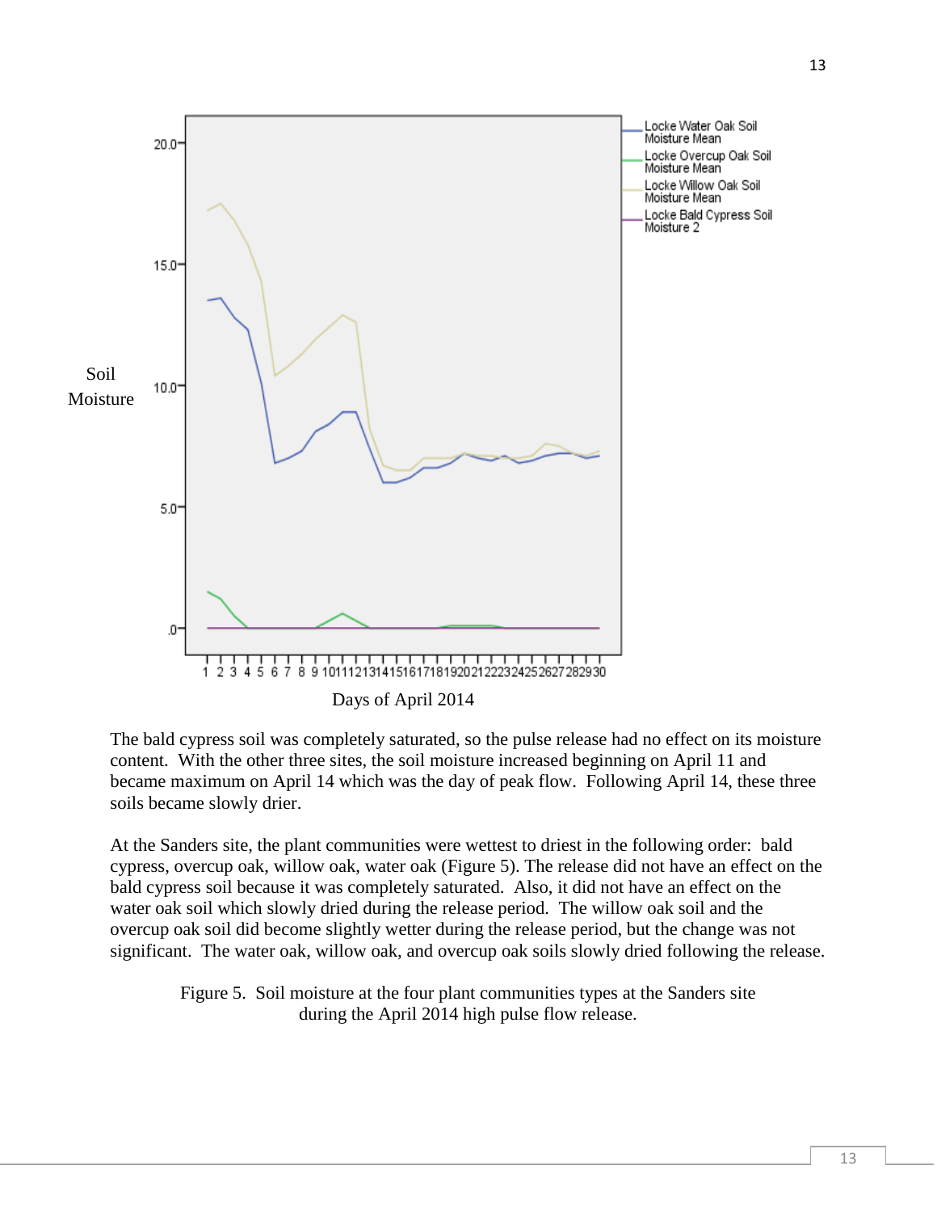The bald cypress soil was completely saturated, so the pulse release had no effect on its moisture content. With the other three sites, the soil moisture increased beginning on April 11 and became maximum on April 14 which was the day of peak flow. Following April 14, these three soils became slowly drier.

At the Sanders site, the plant communities were wettest to driest in the following order: bald cypress, overcup oak, willow oak, water oak (Figure 5). The release did not have an effect on the bald cypress soil because it was completely saturated. Also, it did not have an effect on the water oak soil which slowly dried during the release period. The willow oak soil and the overcup oak soil did become slightly wetter during the release period, but the change was not significant. The water oak, willow oak, and overcup oak soils slowly dried following the release.

Figure 5. Soil moisture at the four plant communities types at the Sanders site during the April 2014 high pulse flow release.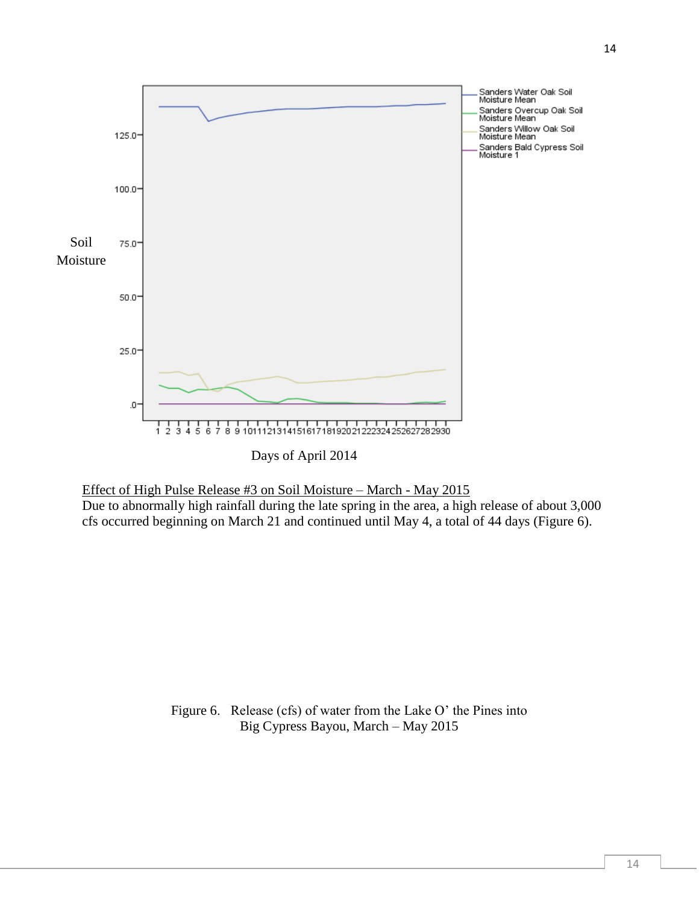Effect of High Pulse Release #3 on Soil Moisture – March - May 2015

Due to abnormally high rainfall during the late spring in the area, a high release of about 3,000 cfs occurred beginning on March 21 and continued until May 4, a total of 44 days (Figure 6).

Figure 6. Release (cfs) of water from the Lake O' the Pines into Big Cypress Bayou, March – May 2015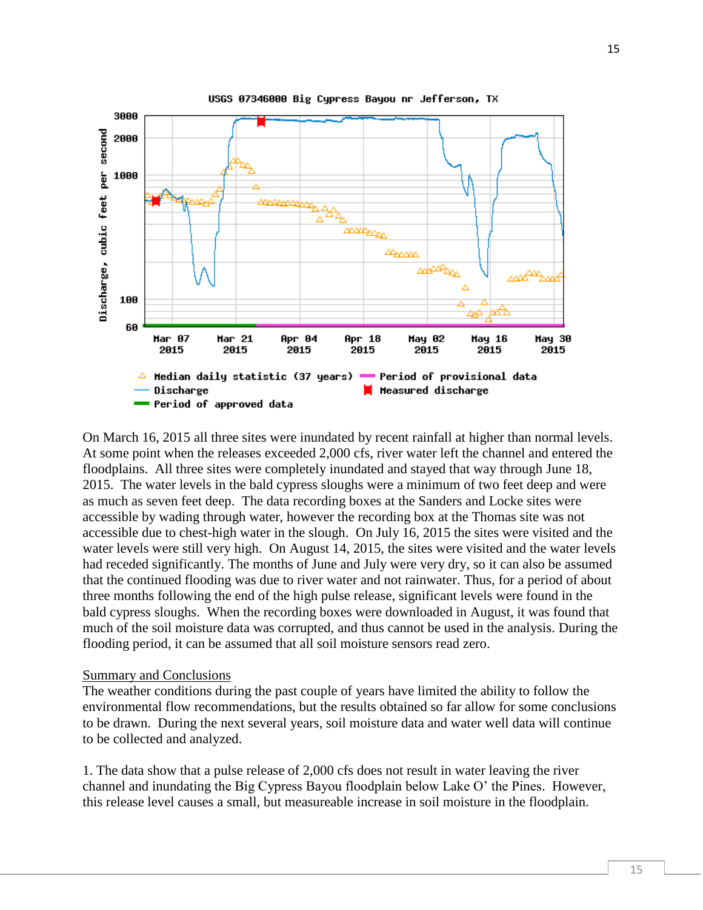On March 16, 2015 all three sites were inundated by recent rainfall at higher than normal levels. At some point when the releases exceeded 2,000 cfs, river water left the channel and entered the floodplains. All three sites were completely inundated and stayed that way through June 18, 2015. The water levels in the bald cypress sloughs were a minimum of two feet deep and were as much as seven feet deep. The data recording boxes at the Sanders and Locke sites were accessible by wading through water, however the recording box at the Thomas site was not accessible due to chest-high water in the slough. On July 16, 2015 the sites were visited and the water levels were still very high. On August 14, 2015, the sites were visited and the water levels had receded significantly. The months of June and July were very dry, so it can also be assumed that the continued flooding was due to river water and not rainwater. Thus, for a period of about three months following the end of the high pulse release, significant levels were found in the bald cypress sloughs. When the recording boxes were downloaded in August, it was found that much of the soil moisture data was corrupted, and thus cannot be used in the analysis. During the flooding period, it can be assumed that all soil moisture sensors read zero.

## Summary and Conclusions

The weather conditions during the past couple of years have limited the ability to follow the environmental flow recommendations, but the results obtained so far allow for some conclusions to be drawn. During the next several years, soil moisture data and water well data will continue to be collected and analyzed.

1. The data show that a pulse release of 2,000 cfs does not result in water leaving the river channel and inundating the Big Cypress Bayou floodplain below Lake O' the Pines. However, this release level causes a small, but measureable increase in soil moisture in the floodplain.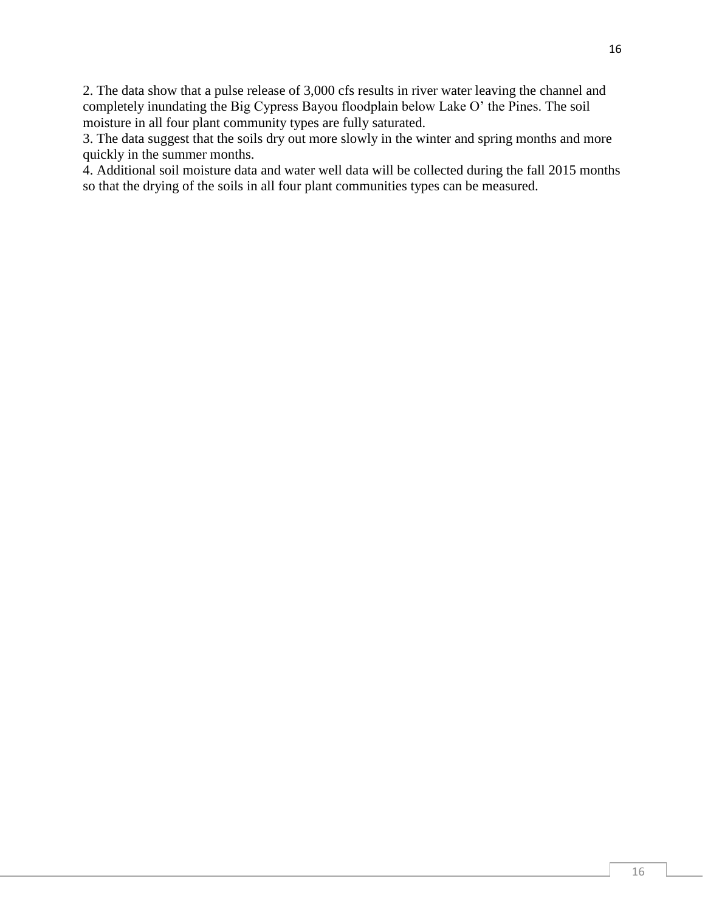2. The data show that a pulse release of 3,000 cfs results in river water leaving the channel and completely inundating the Big Cypress Bayou floodplain below Lake O' the Pines. The soil moisture in all four plant community types are fully saturated.

3. The data suggest that the soils dry out more slowly in the winter and spring months and more quickly in the summer months.

4. Additional soil moisture data and water well data will be collected during the fall 2015 months so that the drying of the soils in all four plant communities types can be measured.